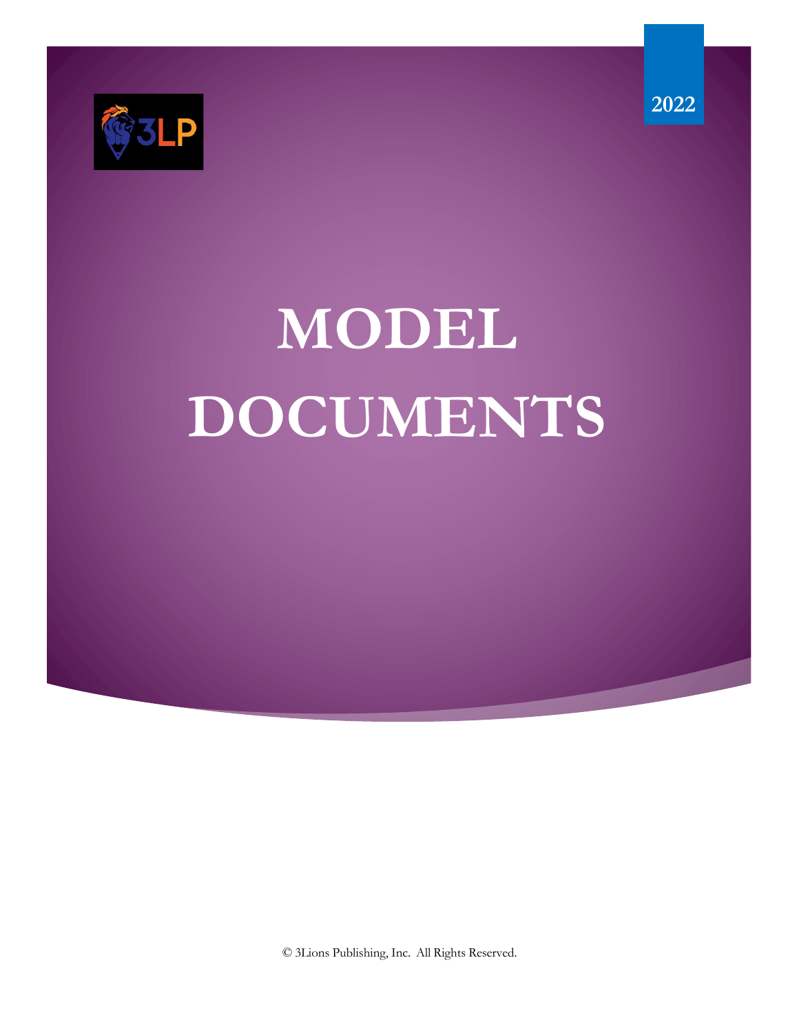2022

# MODEL DOCUMENTS

© 3Lions Publishing, Inc. All Rights Reserved.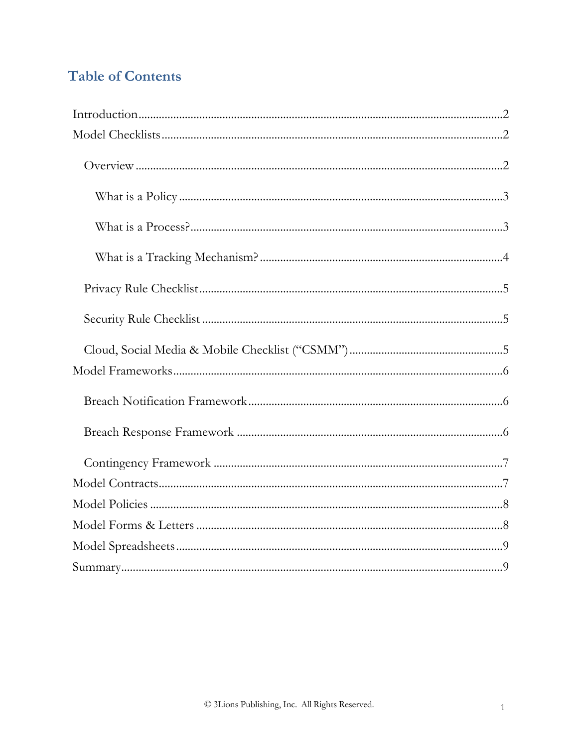## Table of Contents

- Introduction ..... 2
- Model Checklists ..... 2
  - Overview ..... 2
    - What is a Policy ..... 3
    - What is a Process? ..... 3
    - What is a Tracking Mechanism? ..... 4
  - Privacy Rule Checklist ..... 5
  - Security Rule Checklist ..... 5
  - Cloud, Social Media & Mobile Checklist ("CSMM") ..... 5
- Model Frameworks ..... 6
  - Breach Notification Framework ..... 6
  - Breach Response Framework ..... 6
  - Contingency Framework ..... 7
- Model Contracts ..... 7
- Model Policies ..... 8
- Model Forms & Letters ..... 8
- Model Spreadsheets ..... 9
- Summary ..... 9

© 3Lions Publishing, Inc. All Rights Reserved.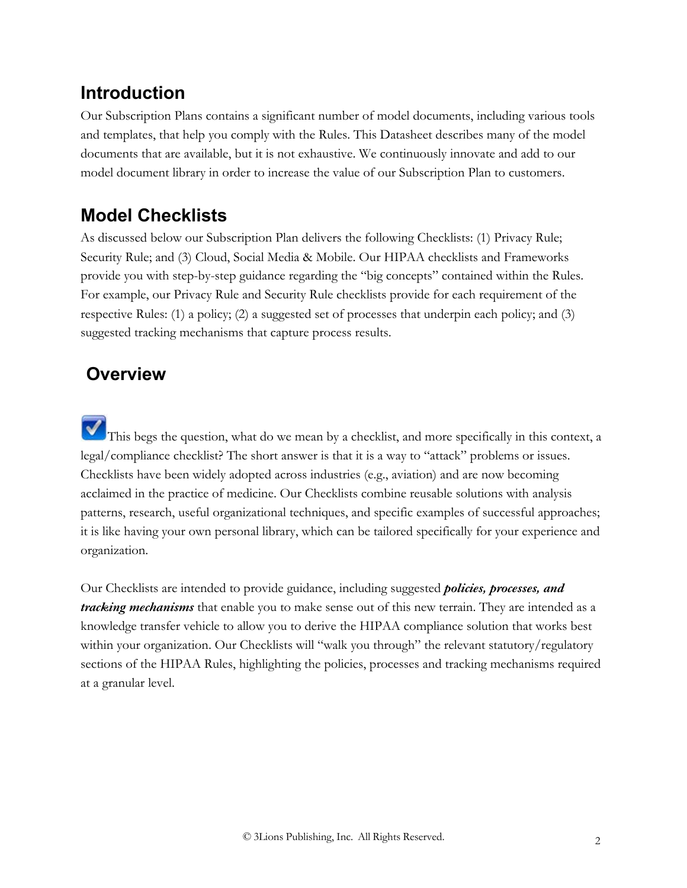## Introduction

Our Subscription Plans contains a significant number of model documents, including various tools and templates, that help you comply with the Rules. This Datasheet describes many of the model documents that are available, but it is not exhaustive. We continuously innovate and add to our model document library in order to increase the value of our Subscription Plan to customers.

## Model Checklists

As discussed below our Subscription Plan delivers the following Checklists: (1) Privacy Rule; Security Rule; and (3) Cloud, Social Media & Mobile. Our HIPAA checklists and Frameworks provide you with step-by-step guidance regarding the "big concepts" contained within the Rules. For example, our Privacy Rule and Security Rule checklists provide for each requirement of the respective Rules: (1) a policy; (2) a suggested set of processes that underpin each policy; and (3) suggested tracking mechanisms that capture process results.

## Overview

This begs the question, what do we mean by a checklist, and more specifically in this context, a legal/compliance checklist? The short answer is that it is a way to "attack" problems or issues. Checklists have been widely adopted across industries (e.g., aviation) and are now becoming acclaimed in the practice of medicine. Our Checklists combine reusable solutions with analysis patterns, research, useful organizational techniques, and specific examples of successful approaches; it is like having your own personal library, which can be tailored specifically for your experience and organization.

Our Checklists are intended to provide guidance, including suggested ***policies, processes, and tracking mechanisms*** that enable you to make sense out of this new terrain. They are intended as a knowledge transfer vehicle to allow you to derive the HIPAA compliance solution that works best within your organization. Our Checklists will "walk you through" the relevant statutory/regulatory sections of the HIPAA Rules, highlighting the policies, processes and tracking mechanisms required at a granular level.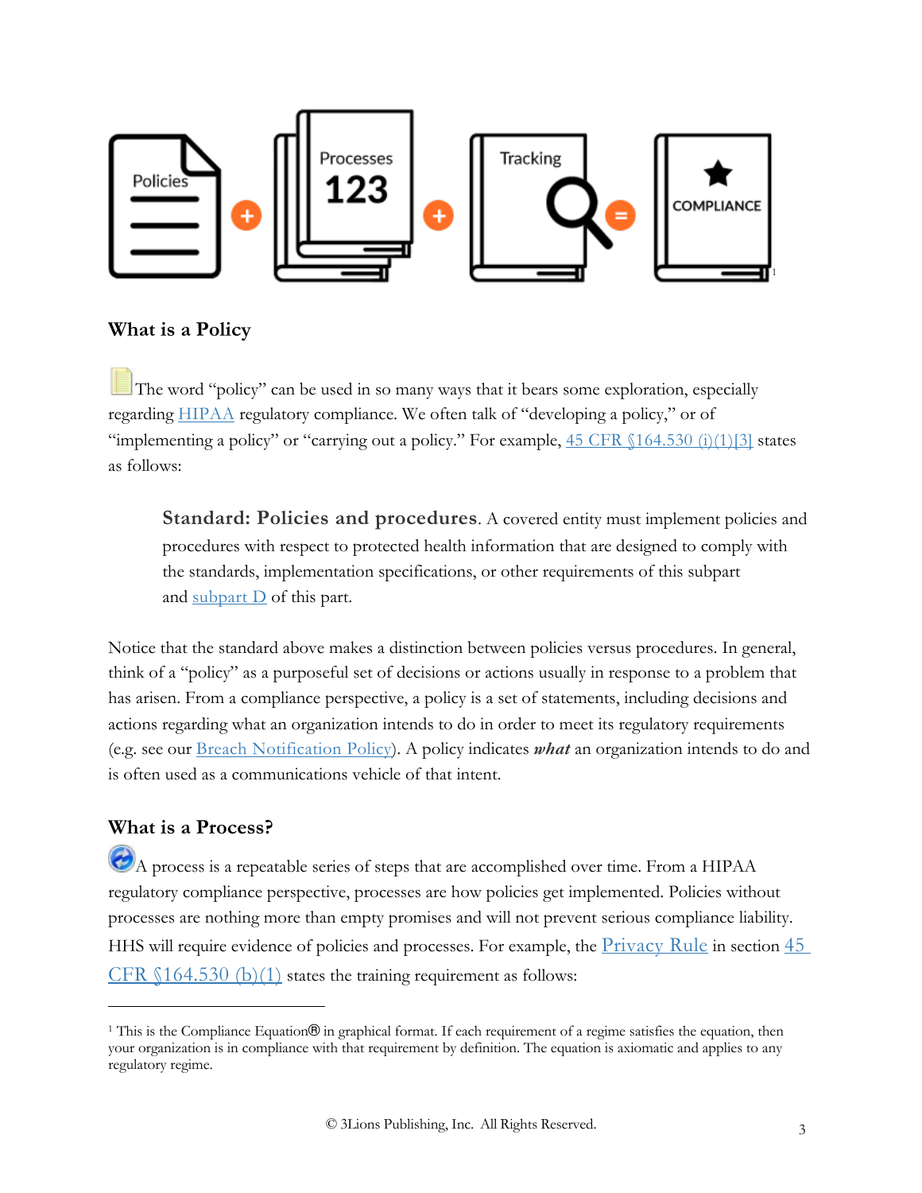Policies + Processes 123 + Tracking = COMPLIANCE[1]

## What is a Policy

The word "policy" can be used in so many ways that it bears some exploration, especially regarding HIPAA regulatory compliance. We often talk of "developing a policy," or of "implementing a policy" or "carrying out a policy." For example, 45 CFR §164.530 (i)(1)[3] states as follows:

> **Standard: Policies and procedures**. A covered entity must implement policies and procedures with respect to protected health information that are designed to comply with the standards, implementation specifications, or other requirements of this subpart and subpart D of this part.

Notice that the standard above makes a distinction between policies versus procedures. In general, think of a "policy" as a purposeful set of decisions or actions usually in response to a problem that has arisen. From a compliance perspective, a policy is a set of statements, including decisions and actions regarding what an organization intends to do in order to meet its regulatory requirements (e.g. see our Breach Notification Policy). A policy indicates ***what*** an organization intends to do and is often used as a communications vehicle of that intent.

## What is a Process?

A process is a repeatable series of steps that are accomplished over time. From a HIPAA regulatory compliance perspective, processes are how policies get implemented. Policies without processes are nothing more than empty promises and will not prevent serious compliance liability. HHS will require evidence of policies and processes. For example, the Privacy Rule in section 45 CFR §164.530 (b)(1) states the training requirement as follows:

---

[1] This is the Compliance Equation® in graphical format. If each requirement of a regime satisfies the equation, then your organization is in compliance with that requirement by definition. The equation is axiomatic and applies to any regulatory regime.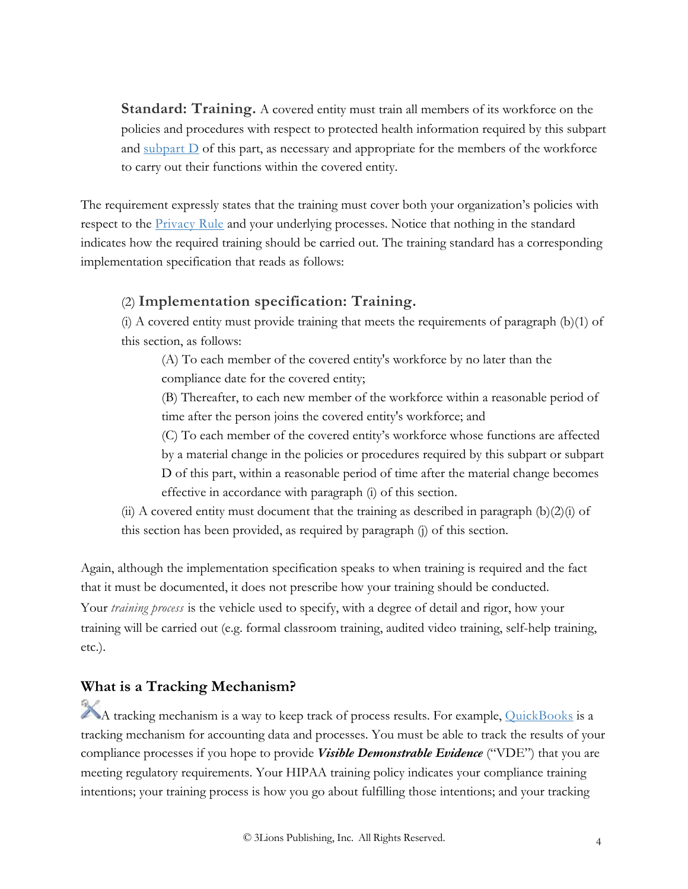> **Standard: Training.** A covered entity must train all members of its workforce on the policies and procedures with respect to protected health information required by this subpart and subpart D of this part, as necessary and appropriate for the members of the workforce to carry out their functions within the covered entity.

The requirement expressly states that the training must cover both your organization's policies with respect to the Privacy Rule and your underlying processes. Notice that nothing in the standard indicates how the required training should be carried out. The training standard has a corresponding implementation specification that reads as follows:

> (2) **Implementation specification: Training.**
>
> (i) A covered entity must provide training that meets the requirements of paragraph (b)(1) of this section, as follows:
>
> > (A) To each member of the covered entity's workforce by no later than the compliance date for the covered entity;
> >
> > (B) Thereafter, to each new member of the workforce within a reasonable period of time after the person joins the covered entity's workforce; and
> >
> > (C) To each member of the covered entity's workforce whose functions are affected by a material change in the policies or procedures required by this subpart or subpart D of this part, within a reasonable period of time after the material change becomes effective in accordance with paragraph (i) of this section.
>
> (ii) A covered entity must document that the training as described in paragraph (b)(2)(i) of this section has been provided, as required by paragraph (j) of this section.

Again, although the implementation specification speaks to when training is required and the fact that it must be documented, it does not prescribe how your training should be conducted. Your *training process* is the vehicle used to specify, with a degree of detail and rigor, how your training will be carried out (e.g. formal classroom training, audited video training, self-help training, etc.).

## What is a Tracking Mechanism?

A tracking mechanism is a way to keep track of process results. For example, QuickBooks is a tracking mechanism for accounting data and processes. You must be able to track the results of your compliance processes if you hope to provide ***Visible Demonstrable Evidence*** ("VDE") that you are meeting regulatory requirements. Your HIPAA training policy indicates your compliance training intentions; your training process is how you go about fulfilling those intentions; and your tracking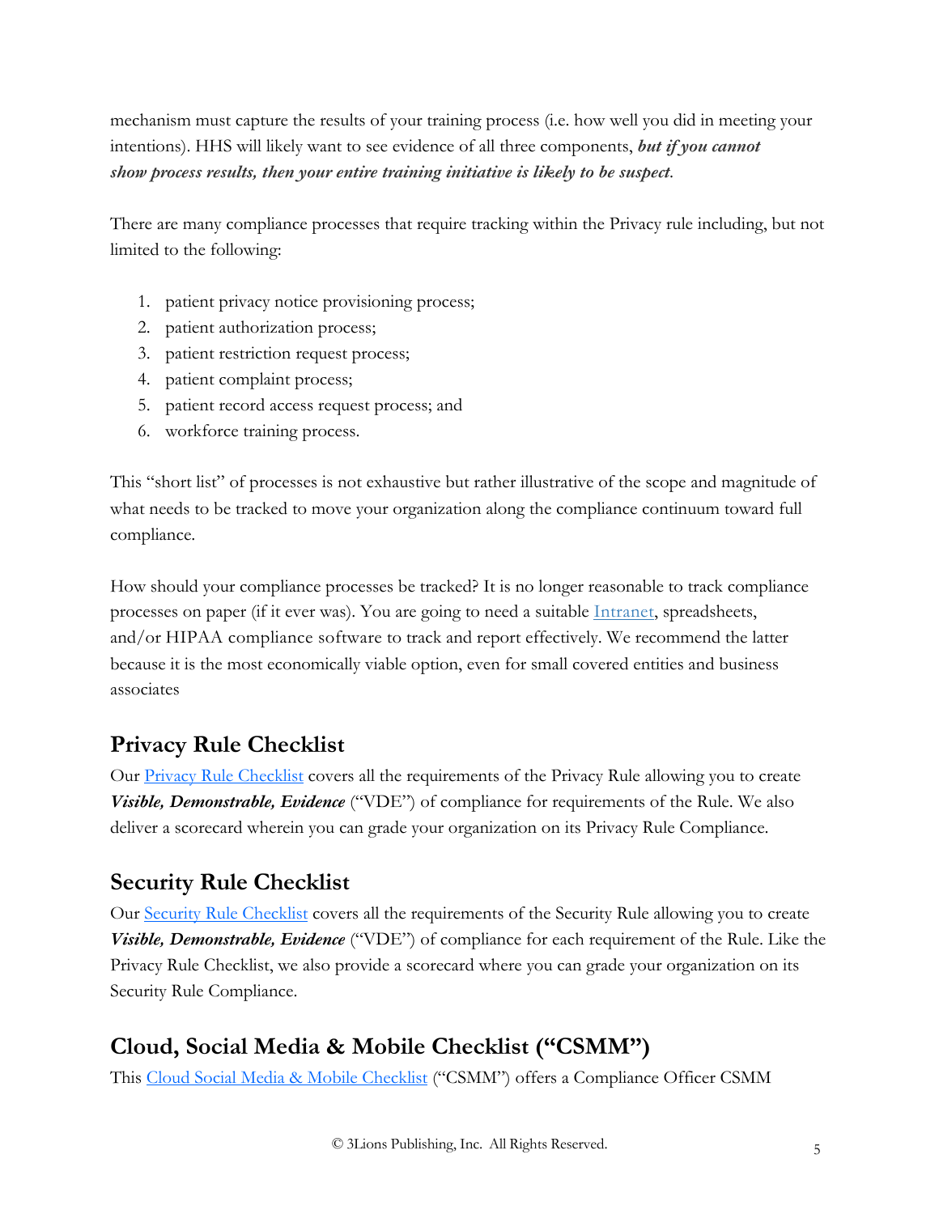mechanism must capture the results of your training process (i.e. how well you did in meeting your intentions). HHS will likely want to see evidence of all three components, ***but if you cannot show process results, then your entire training initiative is likely to be suspect.***

There are many compliance processes that require tracking within the Privacy rule including, but not limited to the following:

1. patient privacy notice provisioning process;
2. patient authorization process;
3. patient restriction request process;
4. patient complaint process;
5. patient record access request process; and
6. workforce training process.

This "short list" of processes is not exhaustive but rather illustrative of the scope and magnitude of what needs to be tracked to move your organization along the compliance continuum toward full compliance.

How should your compliance processes be tracked? It is no longer reasonable to track compliance processes on paper (if it ever was). You are going to need a suitable Intranet, spreadsheets, and/or HIPAA compliance software to track and report effectively. We recommend the latter because it is the most economically viable option, even for small covered entities and business associates

## Privacy Rule Checklist

Our Privacy Rule Checklist covers all the requirements of the Privacy Rule allowing you to create ***Visible, Demonstrable, Evidence*** ("VDE") of compliance for requirements of the Rule. We also deliver a scorecard wherein you can grade your organization on its Privacy Rule Compliance.

## Security Rule Checklist

Our Security Rule Checklist covers all the requirements of the Security Rule allowing you to create ***Visible, Demonstrable, Evidence*** ("VDE") of compliance for each requirement of the Rule. Like the Privacy Rule Checklist, we also provide a scorecard where you can grade your organization on its Security Rule Compliance.

## Cloud, Social Media & Mobile Checklist ("CSMM")

This Cloud Social Media & Mobile Checklist ("CSMM") offers a Compliance Officer CSMM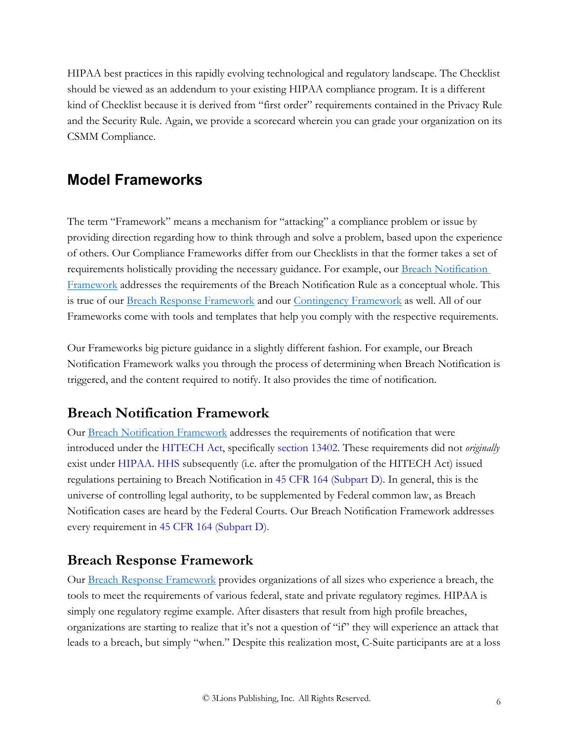HIPAA best practices in this rapidly evolving technological and regulatory landscape. The Checklist should be viewed as an addendum to your existing HIPAA compliance program. It is a different kind of Checklist because it is derived from "first order" requirements contained in the Privacy Rule and the Security Rule. Again, we provide a scorecard wherein you can grade your organization on its CSMM Compliance.

## Model Frameworks

The term "Framework" means a mechanism for "attacking" a compliance problem or issue by providing direction regarding how to think through and solve a problem, based upon the experience of others. Our Compliance Frameworks differ from our Checklists in that the former takes a set of requirements holistically providing the necessary guidance. For example, our Breach Notification Framework addresses the requirements of the Breach Notification Rule as a conceptual whole. This is true of our Breach Response Framework and our Contingency Framework as well. All of our Frameworks come with tools and templates that help you comply with the respective requirements.

Our Frameworks big picture guidance in a slightly different fashion. For example, our Breach Notification Framework walks you through the process of determining when Breach Notification is triggered, and the content required to notify. It also provides the time of notification.

### Breach Notification Framework

Our Breach Notification Framework addresses the requirements of notification that were introduced under the HITECH Act, specifically section 13402. These requirements did not *originally* exist under HIPAA. HHS subsequently (i.e. after the promulgation of the HITECH Act) issued regulations pertaining to Breach Notification in 45 CFR 164 (Subpart D). In general, this is the universe of controlling legal authority, to be supplemented by Federal common law, as Breach Notification cases are heard by the Federal Courts. Our Breach Notification Framework addresses every requirement in 45 CFR 164 (Subpart D).

### Breach Response Framework

Our Breach Response Framework provides organizations of all sizes who experience a breach, the tools to meet the requirements of various federal, state and private regulatory regimes. HIPAA is simply one regulatory regime example. After disasters that result from high profile breaches, organizations are starting to realize that it's not a question of "if" they will experience an attack that leads to a breach, but simply "when." Despite this realization most, C-Suite participants are at a loss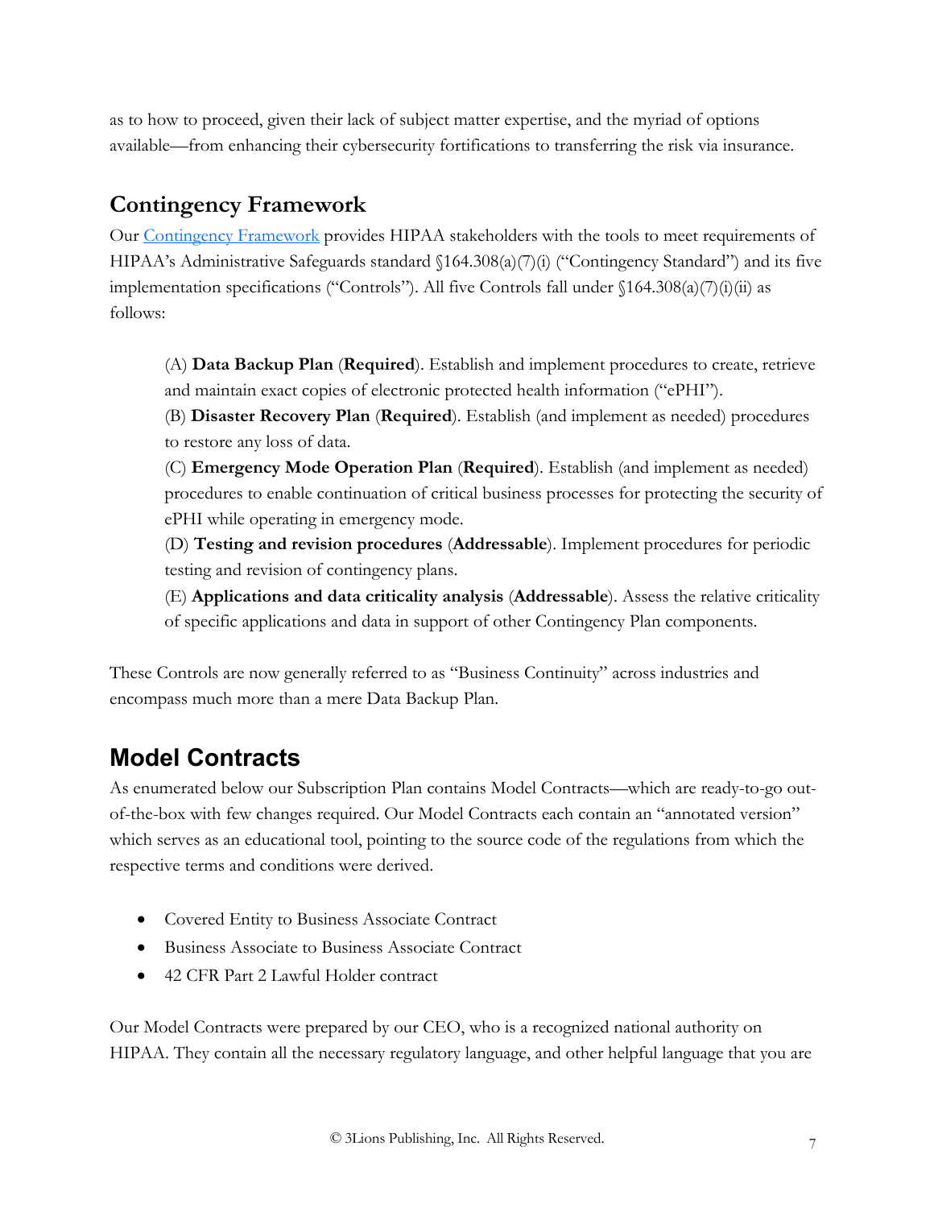as to how to proceed, given their lack of subject matter expertise, and the myriad of options available—from enhancing their cybersecurity fortifications to transferring the risk via insurance.

## Contingency Framework

Our [Contingency Framework]() provides HIPAA stakeholders with the tools to meet requirements of HIPAA's Administrative Safeguards standard §164.308(a)(7)(i) ("Contingency Standard") and its five implementation specifications ("Controls"). All five Controls fall under §164.308(a)(7)(i)(ii) as follows:

> (A) **Data Backup Plan** (**Required**). Establish and implement procedures to create, retrieve and maintain exact copies of electronic protected health information ("ePHI").
> (B) **Disaster Recovery Plan** (**Required**). Establish (and implement as needed) procedures to restore any loss of data.
> (C) **Emergency Mode Operation Plan** (**Required**). Establish (and implement as needed) procedures to enable continuation of critical business processes for protecting the security of ePHI while operating in emergency mode.
> (D) **Testing and revision procedures** (**Addressable**). Implement procedures for periodic testing and revision of contingency plans.
> (E) **Applications and data criticality analysis** (**Addressable**). Assess the relative criticality of specific applications and data in support of other Contingency Plan components.

These Controls are now generally referred to as "Business Continuity" across industries and encompass much more than a mere Data Backup Plan.

## Model Contracts

As enumerated below our Subscription Plan contains Model Contracts—which are ready-to-go out-of-the-box with few changes required. Our Model Contracts each contain an "annotated version" which serves as an educational tool, pointing to the source code of the regulations from which the respective terms and conditions were derived.

- Covered Entity to Business Associate Contract
- Business Associate to Business Associate Contract
- 42 CFR Part 2 Lawful Holder contract

Our Model Contracts were prepared by our CEO, who is a recognized national authority on HIPAA. They contain all the necessary regulatory language, and other helpful language that you are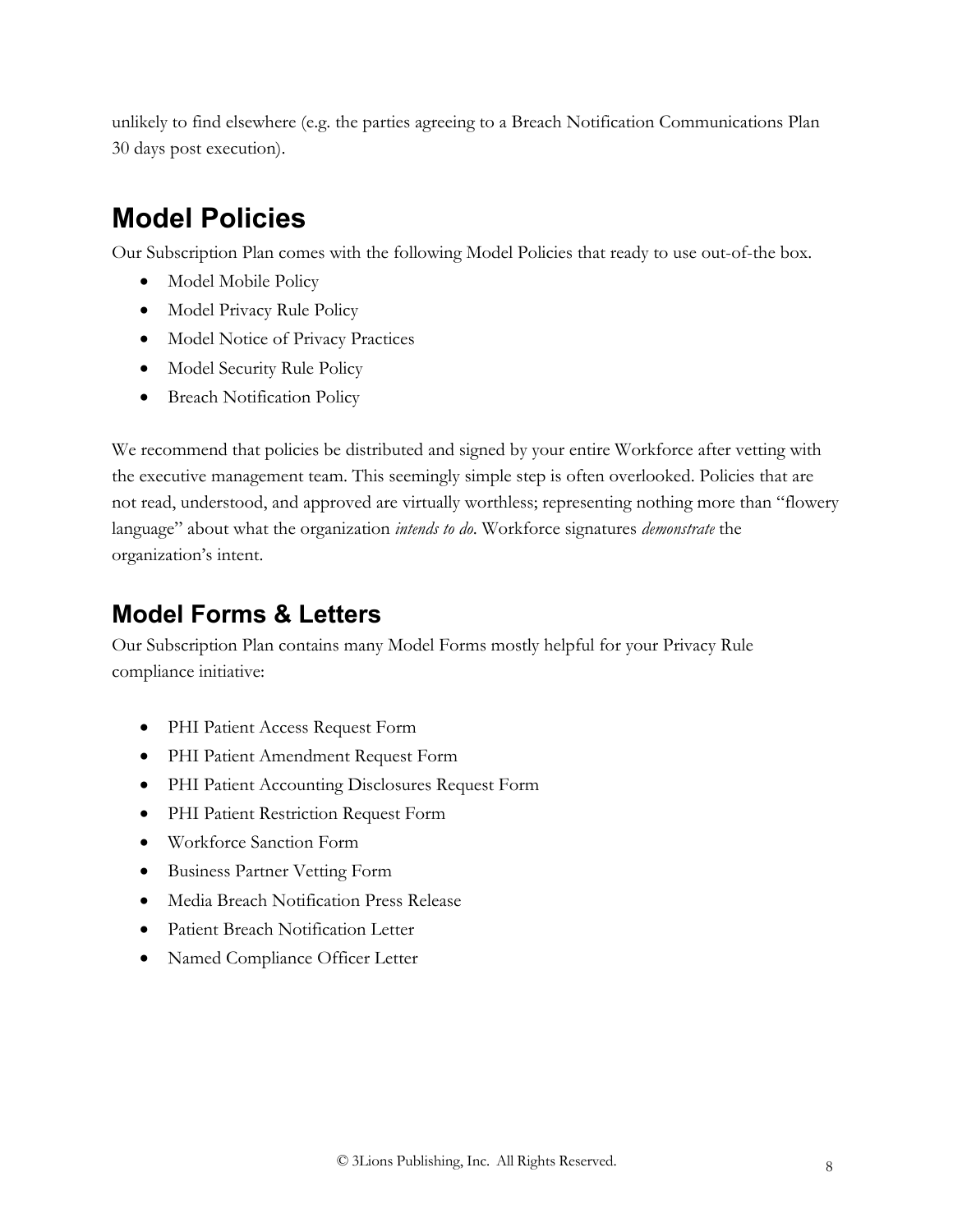unlikely to find elsewhere (e.g. the parties agreeing to a Breach Notification Communications Plan 30 days post execution).

# Model Policies

Our Subscription Plan comes with the following Model Policies that ready to use out-of-the box.

- Model Mobile Policy
- Model Privacy Rule Policy
- Model Notice of Privacy Practices
- Model Security Rule Policy
- Breach Notification Policy

We recommend that policies be distributed and signed by your entire Workforce after vetting with the executive management team. This seemingly simple step is often overlooked. Policies that are not read, understood, and approved are virtually worthless; representing nothing more than "flowery language" about what the organization *intends to do*. Workforce signatures *demonstrate* the organization's intent.

## Model Forms & Letters

Our Subscription Plan contains many Model Forms mostly helpful for your Privacy Rule compliance initiative:

- PHI Patient Access Request Form
- PHI Patient Amendment Request Form
- PHI Patient Accounting Disclosures Request Form
- PHI Patient Restriction Request Form
- Workforce Sanction Form
- Business Partner Vetting Form
- Media Breach Notification Press Release
- Patient Breach Notification Letter
- Named Compliance Officer Letter

© 3Lions Publishing, Inc. All Rights Reserved.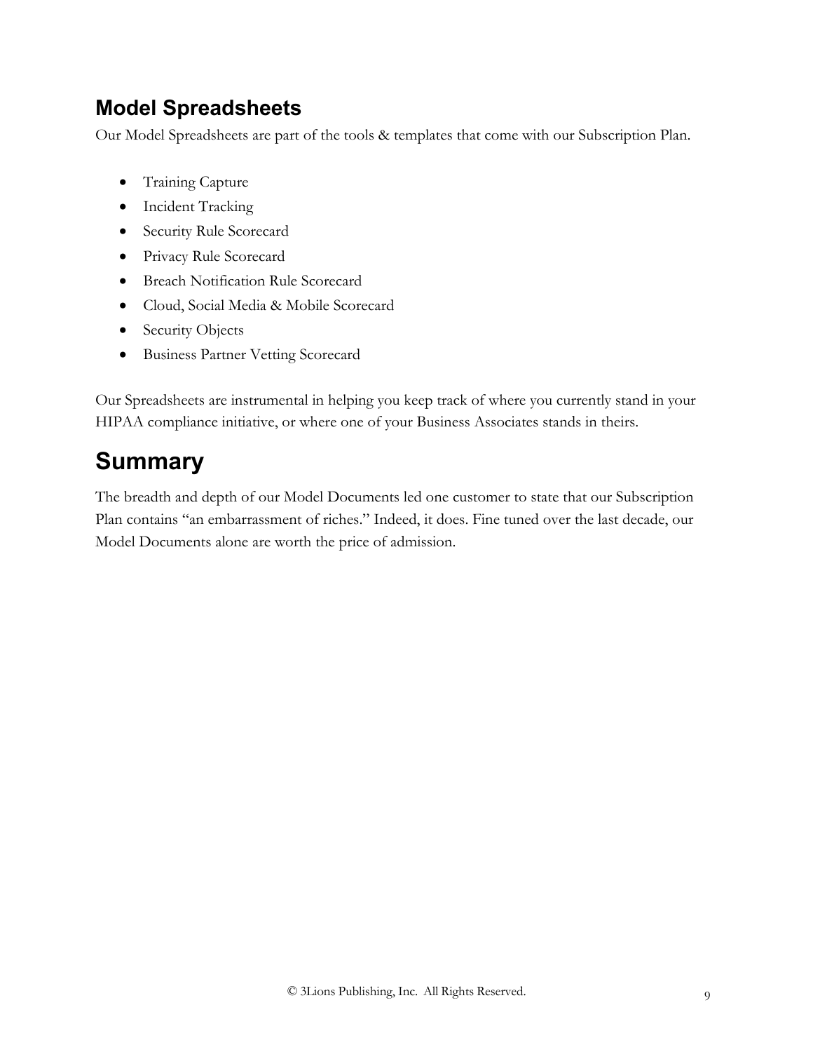## Model Spreadsheets

Our Model Spreadsheets are part of the tools & templates that come with our Subscription Plan.

- Training Capture
- Incident Tracking
- Security Rule Scorecard
- Privacy Rule Scorecard
- Breach Notification Rule Scorecard
- Cloud, Social Media & Mobile Scorecard
- Security Objects
- Business Partner Vetting Scorecard

Our Spreadsheets are instrumental in helping you keep track of where you currently stand in your HIPAA compliance initiative, or where one of your Business Associates stands in theirs.

# Summary

The breadth and depth of our Model Documents led one customer to state that our Subscription Plan contains "an embarrassment of riches." Indeed, it does. Fine tuned over the last decade, our Model Documents alone are worth the price of admission.